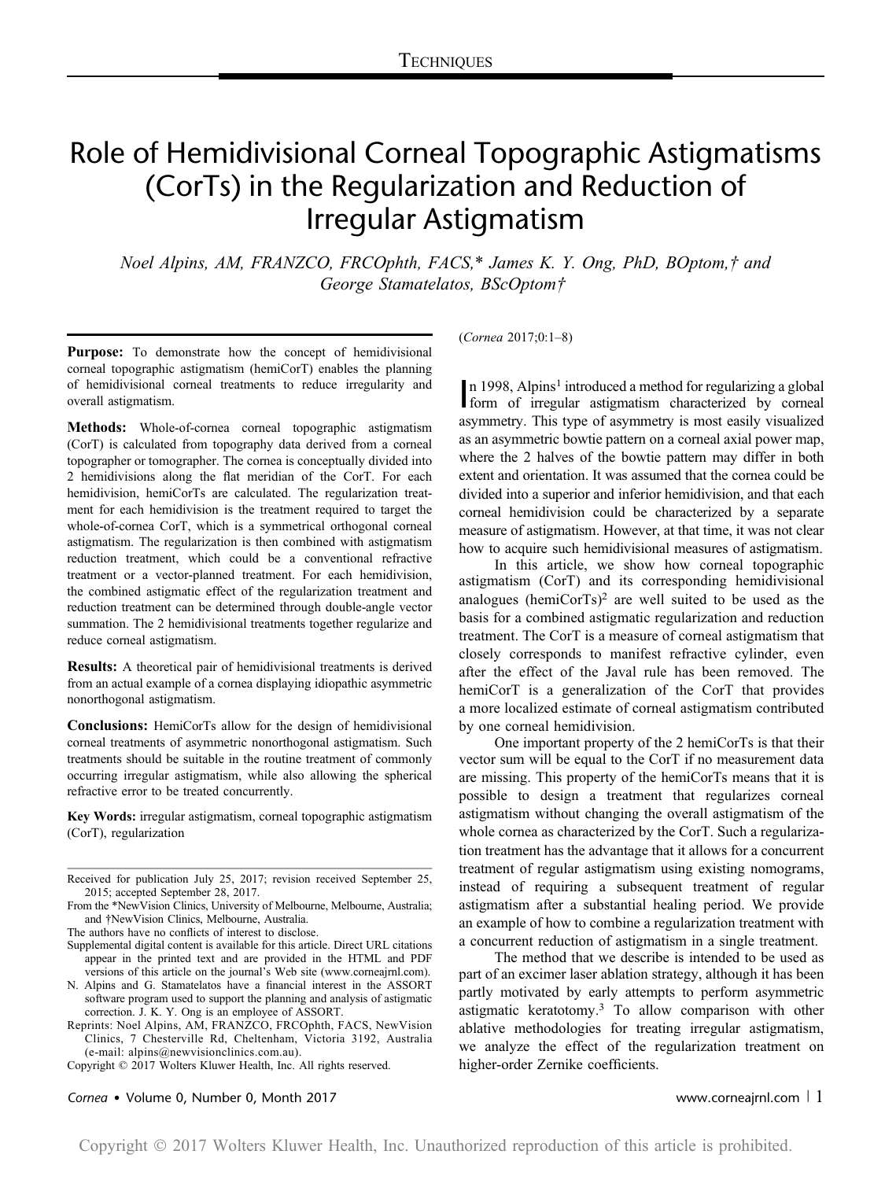TECHNIQUES

# Role of Hemidivisional Corneal Topographic Astigmatisms (CorTs) in the Regularization and Reduction of Irregular Astigmatism

*Noel Alpins, AM, FRANZCO, FRCOphth, FACS,\* James K. Y. Ong, PhD, BOptom,† and George Stamatelatos, BScOptom†*

**Purpose:** To demonstrate how the concept of hemidivisional corneal topographic astigmatism (hemiCorT) enables the planning of hemidivisional corneal treatments to reduce irregularity and overall astigmatism.

**Methods:** Whole-of-cornea corneal topographic astigmatism (CorT) is calculated from topography data derived from a corneal topographer or tomographer. The cornea is conceptually divided into 2 hemidivisions along the flat meridian of the CorT. For each hemidivision, hemiCorTs are calculated. The regularization treatment for each hemidivision is the treatment required to target the whole-of-cornea CorT, which is a symmetrical orthogonal corneal astigmatism. The regularization is then combined with astigmatism reduction treatment, which could be a conventional refractive treatment or a vector-planned treatment. For each hemidivision, the combined astigmatic effect of the regularization treatment and reduction treatment can be determined through double-angle vector summation. The 2 hemidivisional treatments together regularize and reduce corneal astigmatism.

**Results:** A theoretical pair of hemidivisional treatments is derived from an actual example of a cornea displaying idiopathic asymmetric nonorthogonal astigmatism.

**Conclusions:** HemiCorTs allow for the design of hemidivisional corneal treatments of asymmetric nonorthogonal astigmatism. Such treatments should be suitable in the routine treatment of commonly occurring irregular astigmatism, while also allowing the spherical refractive error to be treated concurrently.

**Key Words:** irregular astigmatism, corneal topographic astigmatism (CorT), regularization

Received for publication July 25, 2017; revision received September 25, 2015; accepted September 28, 2017.

From the \*NewVision Clinics, University of Melbourne, Melbourne, Australia; and †NewVision Clinics, Melbourne, Australia.

The authors have no conflicts of interest to disclose.

Supplemental digital content is available for this article. Direct URL citations appear in the printed text and are provided in the HTML and PDF versions of this article on the journal's Web site (www.corneajrnl.com).

N. Alpins and G. Stamatelatos have a financial interest in the ASSORT software program used to support the planning and analysis of astigmatic correction. J. K. Y. Ong is an employee of ASSORT.

Reprints: Noel Alpins, AM, FRANZCO, FRCOphth, FACS, NewVision Clinics, 7 Chesterville Rd, Cheltenham, Victoria 3192, Australia (e-mail: alpins@newvisionclinics.com.au).

Copyright © 2017 Wolters Kluwer Health, Inc. All rights reserved.

(*Cornea* 2017;0:1–8)

In 1998, Alpins[1] introduced a method for regularizing a global form of irregular astigmatism characterized by corneal asymmetry. This type of asymmetry is most easily visualized as an asymmetric bowtie pattern on a corneal axial power map, where the 2 halves of the bowtie pattern may differ in both extent and orientation. It was assumed that the cornea could be divided into a superior and inferior hemidivision, and that each corneal hemidivision could be characterized by a separate measure of astigmatism. However, at that time, it was not clear how to acquire such hemidivisional measures of astigmatism.

In this article, we show how corneal topographic astigmatism (CorT) and its corresponding hemidivisional analogues (hemiCorTs)[2] are well suited to be used as the basis for a combined astigmatic regularization and reduction treatment. The CorT is a measure of corneal astigmatism that closely corresponds to manifest refractive cylinder, even after the effect of the Javal rule has been removed. The hemiCorT is a generalization of the CorT that provides a more localized estimate of corneal astigmatism contributed by one corneal hemidivision.

One important property of the 2 hemiCorTs is that their vector sum will be equal to the CorT if no measurement data are missing. This property of the hemiCorTs means that it is possible to design a treatment that regularizes corneal astigmatism without changing the overall astigmatism of the whole cornea as characterized by the CorT. Such a regularization treatment has the advantage that it allows for a concurrent treatment of regular astigmatism using existing nomograms, instead of requiring a subsequent treatment of regular astigmatism after a substantial healing period. We provide an example of how to combine a regularization treatment with a concurrent reduction of astigmatism in a single treatment.

The method that we describe is intended to be used as part of an excimer laser ablation strategy, although it has been partly motivated by early attempts to perform asymmetric astigmatic keratotomy.[3] To allow comparison with other ablative methodologies for treating irregular astigmatism, we analyze the effect of the regularization treatment on higher-order Zernike coefficients.

Copyright © 2017 Wolters Kluwer Health, Inc. Unauthorized reproduction of this article is prohibited.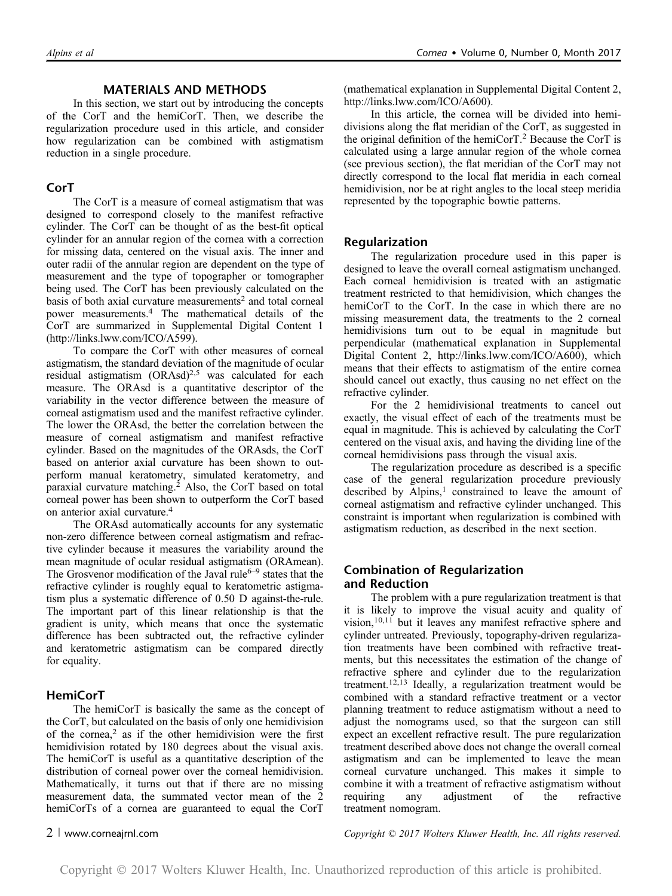## MATERIALS AND METHODS

In this section, we start out by introducing the concepts of the CorT and the hemiCorT. Then, we describe the regularization procedure used in this article, and consider how regularization can be combined with astigmatism reduction in a single procedure.

### CorT

The CorT is a measure of corneal astigmatism that was designed to correspond closely to the manifest refractive cylinder. The CorT can be thought of as the best-fit optical cylinder for an annular region of the cornea with a correction for missing data, centered on the visual axis. The inner and outer radii of the annular region are dependent on the type of measurement and the type of topographer or tomographer being used. The CorT has been previously calculated on the basis of both axial curvature measurements[2] and total corneal power measurements.[4] The mathematical details of the CorT are summarized in Supplemental Digital Content 1 (http://links.lww.com/ICO/A599).

To compare the CorT with other measures of corneal astigmatism, the standard deviation of the magnitude of ocular residual astigmatism (ORAsd)[2,5] was calculated for each measure. The ORAsd is a quantitative descriptor of the variability in the vector difference between the measure of corneal astigmatism used and the manifest refractive cylinder. The lower the ORAsd, the better the correlation between the measure of corneal astigmatism and manifest refractive cylinder. Based on the magnitudes of the ORAsds, the CorT based on anterior axial curvature has been shown to outperform manual keratometry, simulated keratometry, and paraxial curvature matching.[2] Also, the CorT based on total corneal power has been shown to outperform the CorT based on anterior axial curvature.[4]

The ORAsd automatically accounts for any systematic non-zero difference between corneal astigmatism and refractive cylinder because it measures the variability around the mean magnitude of ocular residual astigmatism (ORAmean). The Grosvenor modification of the Javal rule[6–9] states that the refractive cylinder is roughly equal to keratometric astigmatism plus a systematic difference of 0.50 D against-the-rule. The important part of this linear relationship is that the gradient is unity, which means that once the systematic difference has been subtracted out, the refractive cylinder and keratometric astigmatism can be compared directly for equality.

### HemiCorT

The hemiCorT is basically the same as the concept of the CorT, but calculated on the basis of only one hemidivision of the cornea,[2] as if the other hemidivision were the first hemidivision rotated by 180 degrees about the visual axis. The hemiCorT is useful as a quantitative description of the distribution of corneal power over the corneal hemidivision. Mathematically, it turns out that if there are no missing measurement data, the summated vector mean of the 2 hemiCorTs of a cornea are guaranteed to equal the CorT (mathematical explanation in Supplemental Digital Content 2, http://links.lww.com/ICO/A600).

In this article, the cornea will be divided into hemidivisions along the flat meridian of the CorT, as suggested in the original definition of the hemiCorT.[2] Because the CorT is calculated using a large annular region of the whole cornea (see previous section), the flat meridian of the CorT may not directly correspond to the local flat meridia in each corneal hemidivision, nor be at right angles to the local steep meridia represented by the topographic bowtie patterns.

### Regularization

The regularization procedure used in this paper is designed to leave the overall corneal astigmatism unchanged. Each corneal hemidivision is treated with an astigmatic treatment restricted to that hemidivision, which changes the hemiCorT to the CorT. In the case in which there are no missing measurement data, the treatments to the 2 corneal hemidivisions turn out to be equal in magnitude but perpendicular (mathematical explanation in Supplemental Digital Content 2, http://links.lww.com/ICO/A600), which means that their effects to astigmatism of the entire cornea should cancel out exactly, thus causing no net effect on the refractive cylinder.

For the 2 hemidivisional treatments to cancel out exactly, the visual effect of each of the treatments must be equal in magnitude. This is achieved by calculating the CorT centered on the visual axis, and having the dividing line of the corneal hemidivisions pass through the visual axis.

The regularization procedure as described is a specific case of the general regularization procedure previously described by Alpins,[1] constrained to leave the amount of corneal astigmatism and refractive cylinder unchanged. This constraint is important when regularization is combined with astigmatism reduction, as described in the next section.

### Combination of Regularization and Reduction

The problem with a pure regularization treatment is that it is likely to improve the visual acuity and quality of vision,[10,11] but it leaves any manifest refractive sphere and cylinder untreated. Previously, topography-driven regularization treatments have been combined with refractive treatments, but this necessitates the estimation of the change of refractive sphere and cylinder due to the regularization treatment.[12,13] Ideally, a regularization treatment would be combined with a standard refractive treatment or a vector planning treatment to reduce astigmatism without a need to adjust the nomograms used, so that the surgeon can still expect an excellent refractive result. The pure regularization treatment described above does not change the overall corneal astigmatism and can be implemented to leave the mean corneal curvature unchanged. This makes it simple to combine it with a treatment of refractive astigmatism without requiring any adjustment of the refractive treatment nomogram.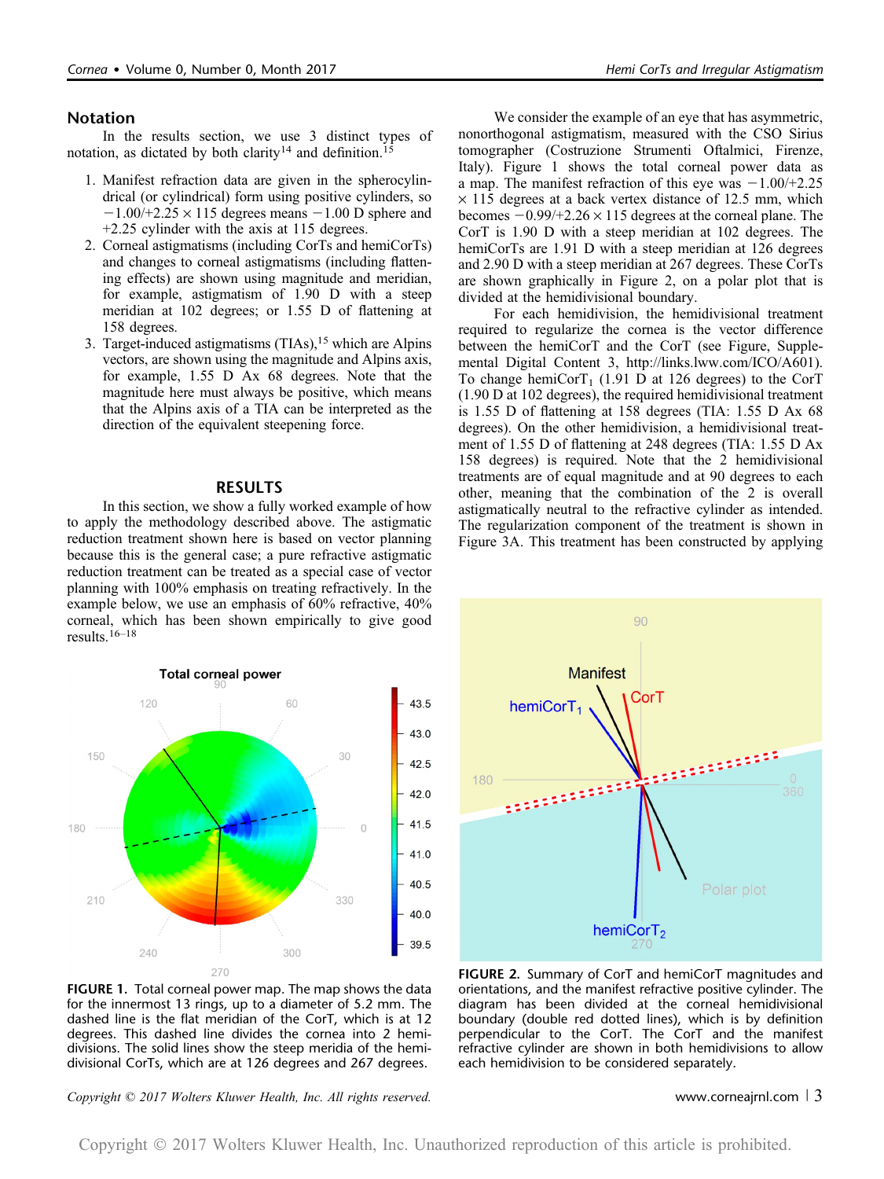## Notation

In the results section, we use 3 distinct types of notation, as dictated by both clarity[14] and definition.[15]

1. Manifest refraction data are given in the spherocylindrical (or cylindrical) form using positive cylinders, so −1.00/+2.25 × 115 degrees means −1.00 D sphere and +2.25 cylinder with the axis at 115 degrees.
2. Corneal astigmatisms (including CorTs and hemiCorTs) and changes to corneal astigmatisms (including flattening effects) are shown using magnitude and meridian, for example, astigmatism of 1.90 D with a steep meridian at 102 degrees; or 1.55 D of flattening at 158 degrees.
3. Target-induced astigmatisms (TIAs),[15] which are Alpins vectors, are shown using the magnitude and Alpins axis, for example, 1.55 D Ax 68 degrees. Note that the magnitude here must always be positive, which means that the Alpins axis of a TIA can be interpreted as the direction of the equivalent steepening force.

## RESULTS

In this section, we show a fully worked example of how to apply the methodology described above. The astigmatic reduction treatment shown here is based on vector planning because this is the general case; a pure refractive astigmatic reduction treatment can be treated as a special case of vector planning with 100% emphasis on treating refractively. In the example below, we use an emphasis of 60% refractive, 40% corneal, which has been shown empirically to give good results.[16–18]

FIGURE 1. Total corneal power map. The map shows the data for the innermost 13 rings, up to a diameter of 5.2 mm. The dashed line is the flat meridian of the CorT, which is at 12 degrees. This dashed line divides the cornea into 2 hemidivisions. The solid lines show the steep meridia of the hemidivisional CorTs, which are at 126 degrees and 267 degrees.

We consider the example of an eye that has asymmetric, nonorthogonal astigmatism, measured with the CSO Sirius tomographer (Costruzione Strumenti Oftalmici, Firenze, Italy). Figure 1 shows the total corneal power data as a map. The manifest refraction of this eye was −1.00/+2.25 × 115 degrees at a back vertex distance of 12.5 mm, which becomes −0.99/+2.26 × 115 degrees at the corneal plane. The CorT is 1.90 D with a steep meridian at 102 degrees. The hemiCorTs are 1.91 D with a steep meridian at 126 degrees and 2.90 D with a steep meridian at 267 degrees. These CorTs are shown graphically in Figure 2, on a polar plot that is divided at the hemidivisional boundary.

For each hemidivision, the hemidivisional treatment required to regularize the cornea is the vector difference between the hemiCorT and the CorT (see Figure, Supplemental Digital Content 3, http://links.lww.com/ICO/A601). To change $\text{hemiCorT}_1$ (1.91 D at 126 degrees) to the CorT (1.90 D at 102 degrees), the required hemidivisional treatment is 1.55 D of flattening at 158 degrees (TIA: 1.55 D Ax 68 degrees). On the other hemidivision, a hemidivisional treatment of 1.55 D of flattening at 248 degrees (TIA: 1.55 D Ax 158 degrees) is required. Note that the 2 hemidivisional treatments are of equal magnitude and at 90 degrees to each other, meaning that the combination of the 2 is overall astigmatically neutral to the refractive cylinder as intended. The regularization component of the treatment is shown in Figure 3A. This treatment has been constructed by applying

FIGURE 2. Summary of CorT and hemiCorT magnitudes and orientations, and the manifest refractive positive cylinder. The diagram has been divided at the corneal hemidivisional boundary (double red dotted lines), which is by definition perpendicular to the CorT. The CorT and the manifest refractive cylinder are shown in both hemidivisions to allow each hemidivision to be considered separately.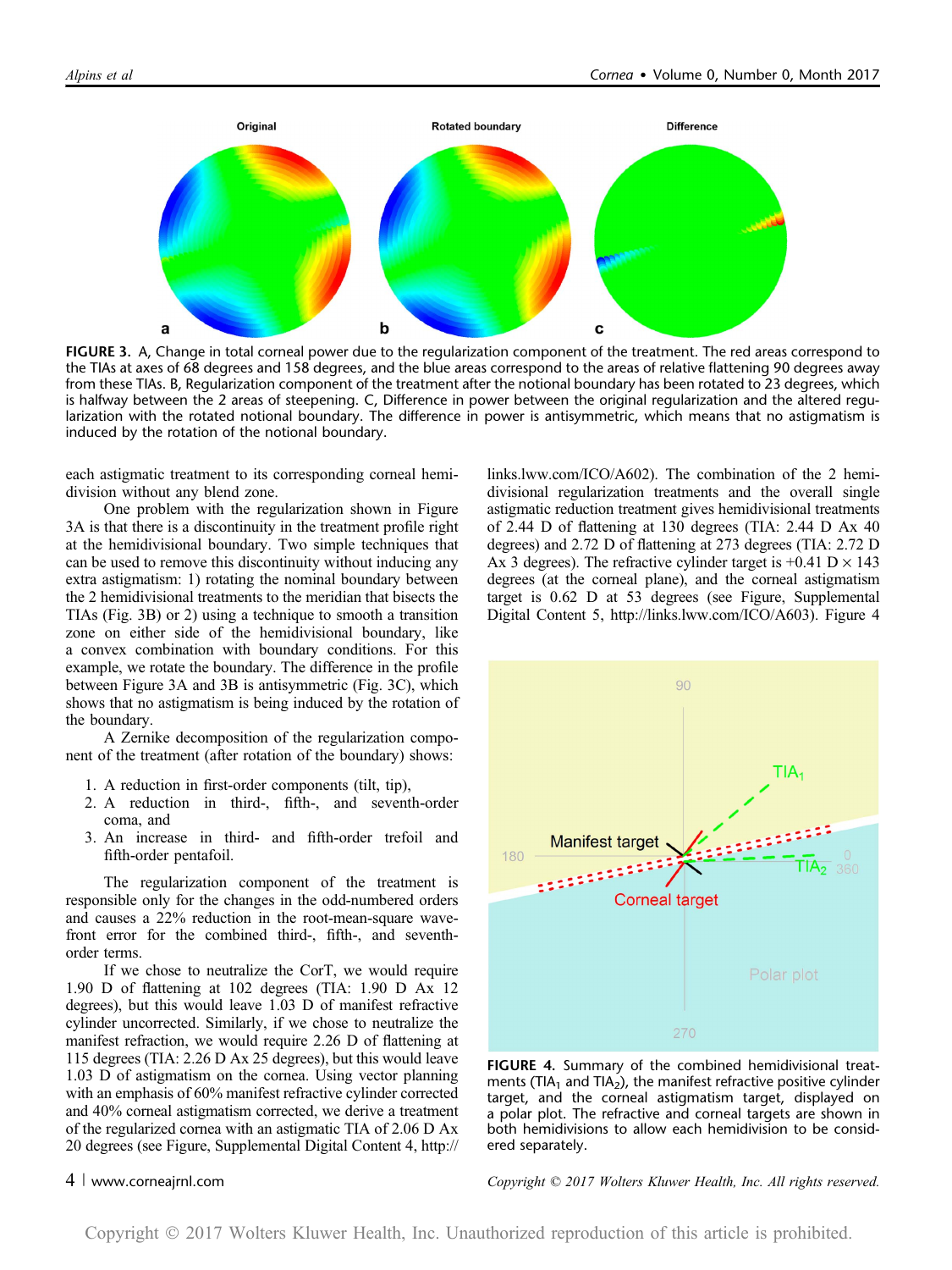FIGURE 3. A, Change in total corneal power due to the regularization component of the treatment. The red areas correspond to the TIAs at axes of 68 degrees and 158 degrees, and the blue areas correspond to the areas of relative flattening 90 degrees away from these TIAs. B, Regularization component of the treatment after the notional boundary has been rotated to 23 degrees, which is halfway between the 2 areas of steepening. C, Difference in power between the original regularization and the altered regularization with the rotated notional boundary. The difference in power is antisymmetric, which means that no astigmatism is induced by the rotation of the notional boundary.

each astigmatic treatment to its corresponding corneal hemidivision without any blend zone.

One problem with the regularization shown in Figure 3A is that there is a discontinuity in the treatment profile right at the hemidivisional boundary. Two simple techniques that can be used to remove this discontinuity without inducing any extra astigmatism: 1) rotating the nominal boundary between the 2 hemidivisional treatments to the meridian that bisects the TIAs (Fig. 3B) or 2) using a technique to smooth a transition zone on either side of the hemidivisional boundary, like a convex combination with boundary conditions. For this example, we rotate the boundary. The difference in the profile between Figure 3A and 3B is antisymmetric (Fig. 3C), which shows that no astigmatism is being induced by the rotation of the boundary.

A Zernike decomposition of the regularization component of the treatment (after rotation of the boundary) shows:

1. A reduction in first-order components (tilt, tip),
2. A reduction in third-, fifth-, and seventh-order coma, and
3. An increase in third- and fifth-order trefoil and fifth-order pentafoil.

The regularization component of the treatment is responsible only for the changes in the odd-numbered orders and causes a 22% reduction in the root-mean-square wavefront error for the combined third-, fifth-, and seventh-order terms.

If we chose to neutralize the CorT, we would require 1.90 D of flattening at 102 degrees (TIA: 1.90 D Ax 12 degrees), but this would leave 1.03 D of manifest refractive cylinder uncorrected. Similarly, if we chose to neutralize the manifest refraction, we would require 2.26 D of flattening at 115 degrees (TIA: 2.26 D Ax 25 degrees), but this would leave 1.03 D of astigmatism on the cornea. Using vector planning with an emphasis of 60% manifest refractive cylinder corrected and 40% corneal astigmatism corrected, we derive a treatment of the regularized cornea with an astigmatic TIA of 2.06 D Ax 20 degrees (see Figure, Supplemental Digital Content 4, http://links.lww.com/ICO/A602). The combination of the 2 hemidivisional regularization treatments and the overall single astigmatic reduction treatment gives hemidivisional treatments of 2.44 D of flattening at 130 degrees (TIA: 2.44 D Ax 40 degrees) and 2.72 D of flattening at 273 degrees (TIA: 2.72 D Ax 3 degrees). The refractive cylinder target is +0.41 D × 143 degrees (at the corneal plane), and the corneal astigmatism target is 0.62 D at 53 degrees (see Figure, Supplemental Digital Content 5, http://links.lww.com/ICO/A603). Figure 4

FIGURE 4. Summary of the combined hemidivisional treatments ($TIA_1$ and $TIA_2$), the manifest refractive positive cylinder target, and the corneal astigmatism target, displayed on a polar plot. The refractive and corneal targets are shown in both hemidivisions to allow each hemidivision to be considered separately.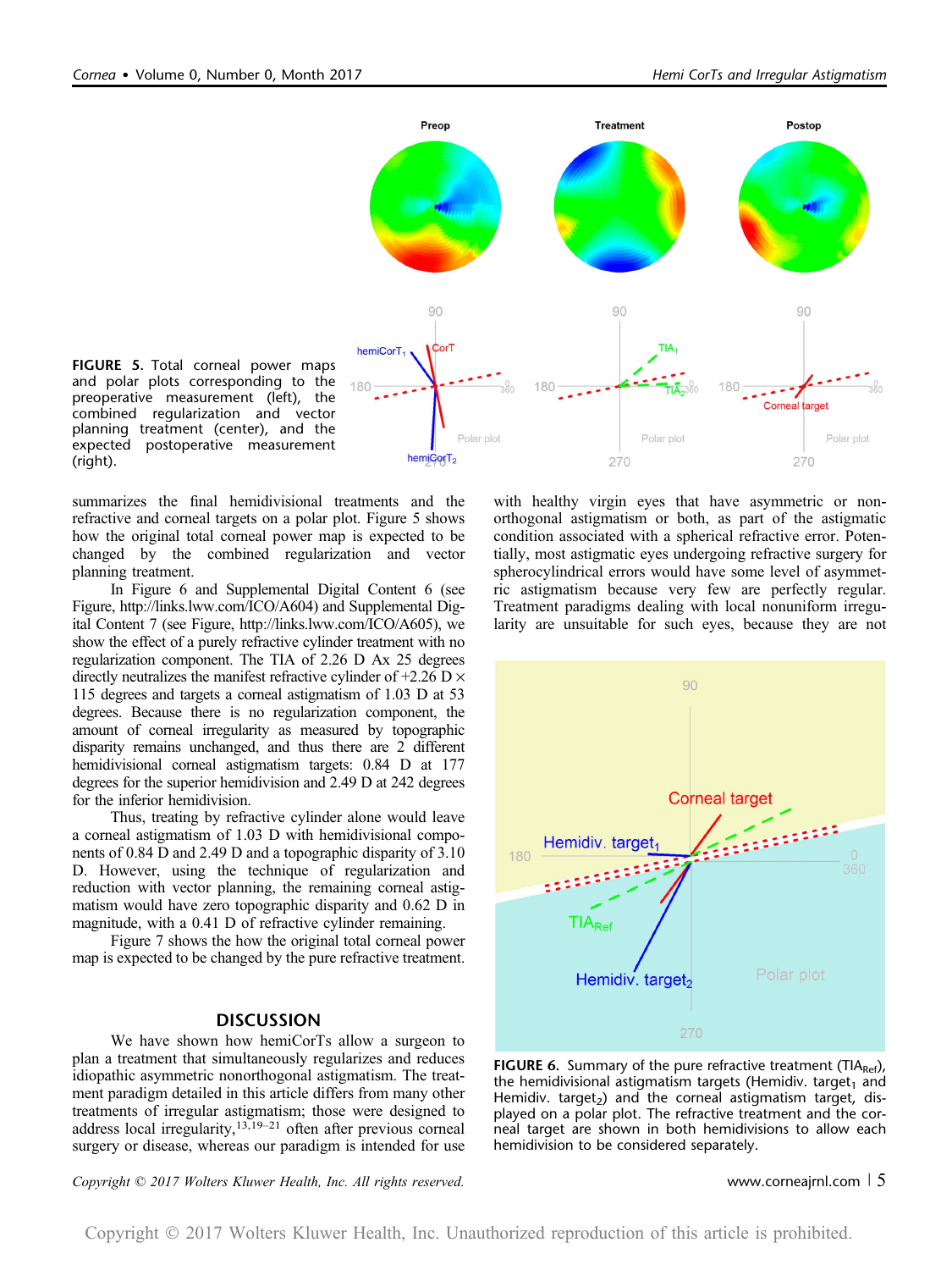FIGURE 5. Total corneal power maps and polar plots corresponding to the preoperative measurement (left), the combined regularization and vector planning treatment (center), and the expected postoperative measurement (right).

summarizes the final hemidivisional treatments and the refractive and corneal targets on a polar plot. Figure 5 shows how the original total corneal power map is expected to be changed by the combined regularization and vector planning treatment.

In Figure 6 and Supplemental Digital Content 6 (see Figure, http://links.lww.com/ICO/A604) and Supplemental Digital Content 7 (see Figure, http://links.lww.com/ICO/A605), we show the effect of a purely refractive cylinder treatment with no regularization component. The TIA of 2.26 D Ax 25 degrees directly neutralizes the manifest refractive cylinder of +2.26 D × 115 degrees and targets a corneal astigmatism of 1.03 D at 53 degrees. Because there is no regularization component, the amount of corneal irregularity as measured by topographic disparity remains unchanged, and thus there are 2 different hemidivisional corneal astigmatism targets: 0.84 D at 177 degrees for the superior hemidivision and 2.49 D at 242 degrees for the inferior hemidivision.

Thus, treating by refractive cylinder alone would leave a corneal astigmatism of 1.03 D with hemidivisional components of 0.84 D and 2.49 D and a topographic disparity of 3.10 D. However, using the technique of regularization and reduction with vector planning, the remaining corneal astigmatism would have zero topographic disparity and 0.62 D in magnitude, with a 0.41 D of refractive cylinder remaining.

Figure 7 shows the how the original total corneal power map is expected to be changed by the pure refractive treatment.

## DISCUSSION

We have shown how hemiCorTs allow a surgeon to plan a treatment that simultaneously regularizes and reduces idiopathic asymmetric nonorthogonal astigmatism. The treatment paradigm detailed in this article differs from many other treatments of irregular astigmatism; those were designed to address local irregularity,[13,19–21] often after previous corneal surgery or disease, whereas our paradigm is intended for use with healthy virgin eyes that have asymmetric or nonorthogonal astigmatism or both, as part of the astigmatic condition associated with a spherical refractive error. Potentially, most astigmatic eyes undergoing refractive surgery for spherocylindrical errors would have some level of asymmetric astigmatism because very few are perfectly regular. Treatment paradigms dealing with local nonuniform irregularity are unsuitable for such eyes, because they are not

FIGURE 6. Summary of the pure refractive treatment ($TIA_{Ref}$), the hemidivisional astigmatism targets (Hemidiv. $target_1$ and Hemidiv. $target_2$) and the corneal astigmatism target, displayed on a polar plot. The refractive treatment and the corneal target are shown in both hemidivisions to allow each hemidivision to be considered separately.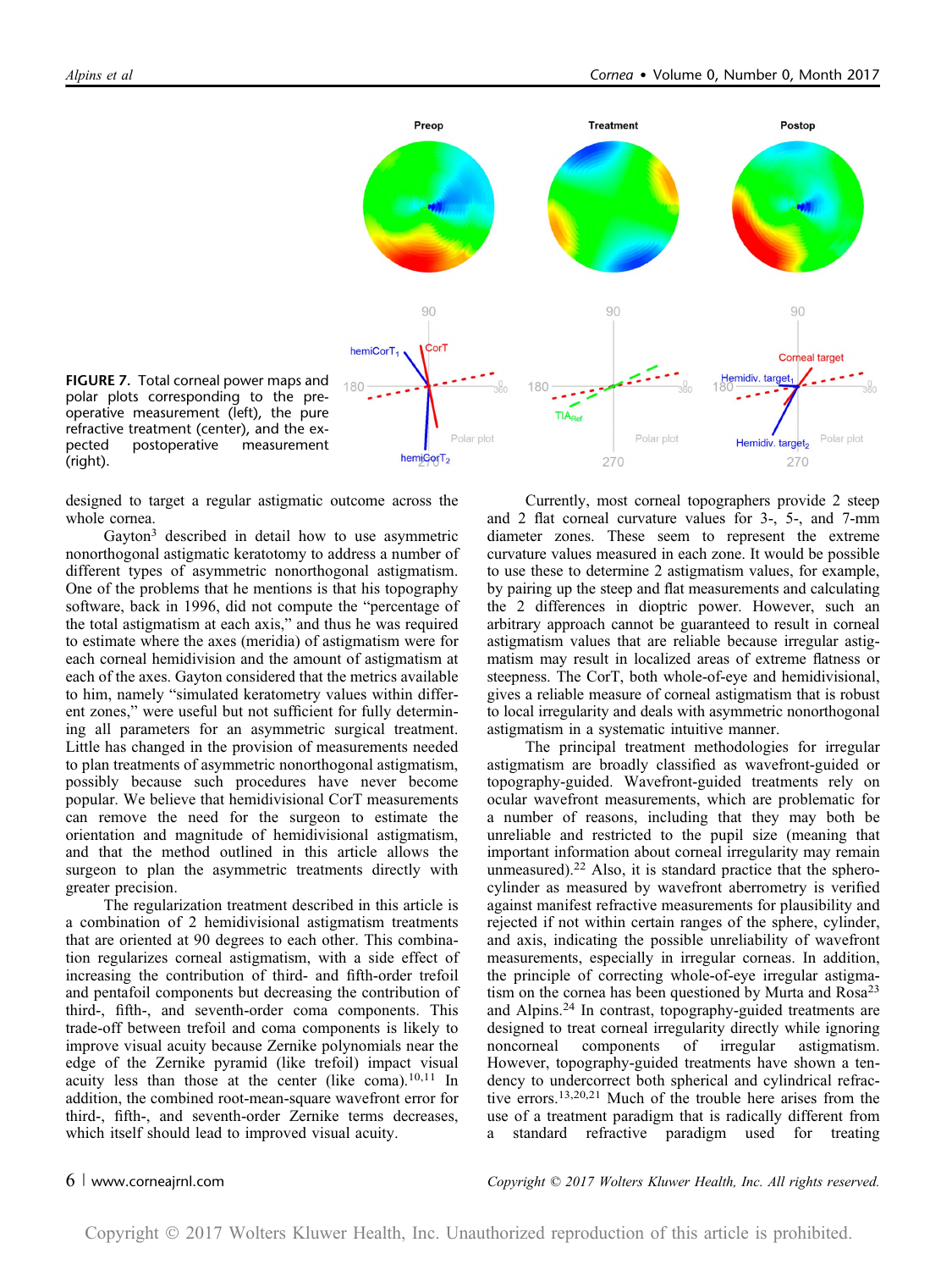**FIGURE 7.** Total corneal power maps and polar plots corresponding to the preoperative measurement (left), the pure refractive treatment (center), and the expected postoperative measurement (right).

designed to target a regular astigmatic outcome across the whole cornea.

Gayton[3] described in detail how to use asymmetric nonorthogonal astigmatic keratotomy to address a number of different types of asymmetric nonorthogonal astigmatism. One of the problems that he mentions is that his topography software, back in 1996, did not compute the "percentage of the total astigmatism at each axis," and thus he was required to estimate where the axes (meridia) of astigmatism were for each corneal hemidivision and the amount of astigmatism at each of the axes. Gayton considered that the metrics available to him, namely "simulated keratometry values within different zones," were useful but not sufficient for fully determining all parameters for an asymmetric surgical treatment. Little has changed in the provision of measurements needed to plan treatments of asymmetric nonorthogonal astigmatism, possibly because such procedures have never become popular. We believe that hemidivisional CorT measurements can remove the need for the surgeon to estimate the orientation and magnitude of hemidivisional astigmatism, and that the method outlined in this article allows the surgeon to plan the asymmetric treatments directly with greater precision.

The regularization treatment described in this article is a combination of 2 hemidivisional astigmatism treatments that are oriented at 90 degrees to each other. This combination regularizes corneal astigmatism, with a side effect of increasing the contribution of third- and fifth-order trefoil and pentafoil components but decreasing the contribution of third-, fifth-, and seventh-order coma components. This trade-off between trefoil and coma components is likely to improve visual acuity because Zernike polynomials near the edge of the Zernike pyramid (like trefoil) impact visual acuity less than those at the center (like coma).[10,11] In addition, the combined root-mean-square wavefront error for third-, fifth-, and seventh-order Zernike terms decreases, which itself should lead to improved visual acuity.

Currently, most corneal topographers provide 2 steep and 2 flat corneal curvature values for 3-, 5-, and 7-mm diameter zones. These seem to represent the extreme curvature values measured in each zone. It would be possible to use these to determine 2 astigmatism values, for example, by pairing up the steep and flat measurements and calculating the 2 differences in dioptric power. However, such an arbitrary approach cannot be guaranteed to result in corneal astigmatism values that are reliable because irregular astigmatism may result in localized areas of extreme flatness or steepness. The CorT, both whole-of-eye and hemidivisional, gives a reliable measure of corneal astigmatism that is robust to local irregularity and deals with asymmetric nonorthogonal astigmatism in a systematic intuitive manner.

The principal treatment methodologies for irregular astigmatism are broadly classified as wavefront-guided or topography-guided. Wavefront-guided treatments rely on ocular wavefront measurements, which are problematic for a number of reasons, including that they may both be unreliable and restricted to the pupil size (meaning that important information about corneal irregularity may remain unmeasured).[22] Also, it is standard practice that the spherocylinder as measured by wavefront aberrometry is verified against manifest refractive measurements for plausibility and rejected if not within certain ranges of the sphere, cylinder, and axis, indicating the possible unreliability of wavefront measurements, especially in irregular corneas. In addition, the principle of correcting whole-of-eye irregular astigmatism on the cornea has been questioned by Murta and Rosa[23] and Alpins.[24] In contrast, topography-guided treatments are designed to treat corneal irregularity directly while ignoring noncorneal components of irregular astigmatism. However, topography-guided treatments have shown a tendency to undercorrect both spherical and cylindrical refractive errors.[13,20,21] Much of the trouble here arises from the use of a treatment paradigm that is radically different from a standard refractive paradigm used for treating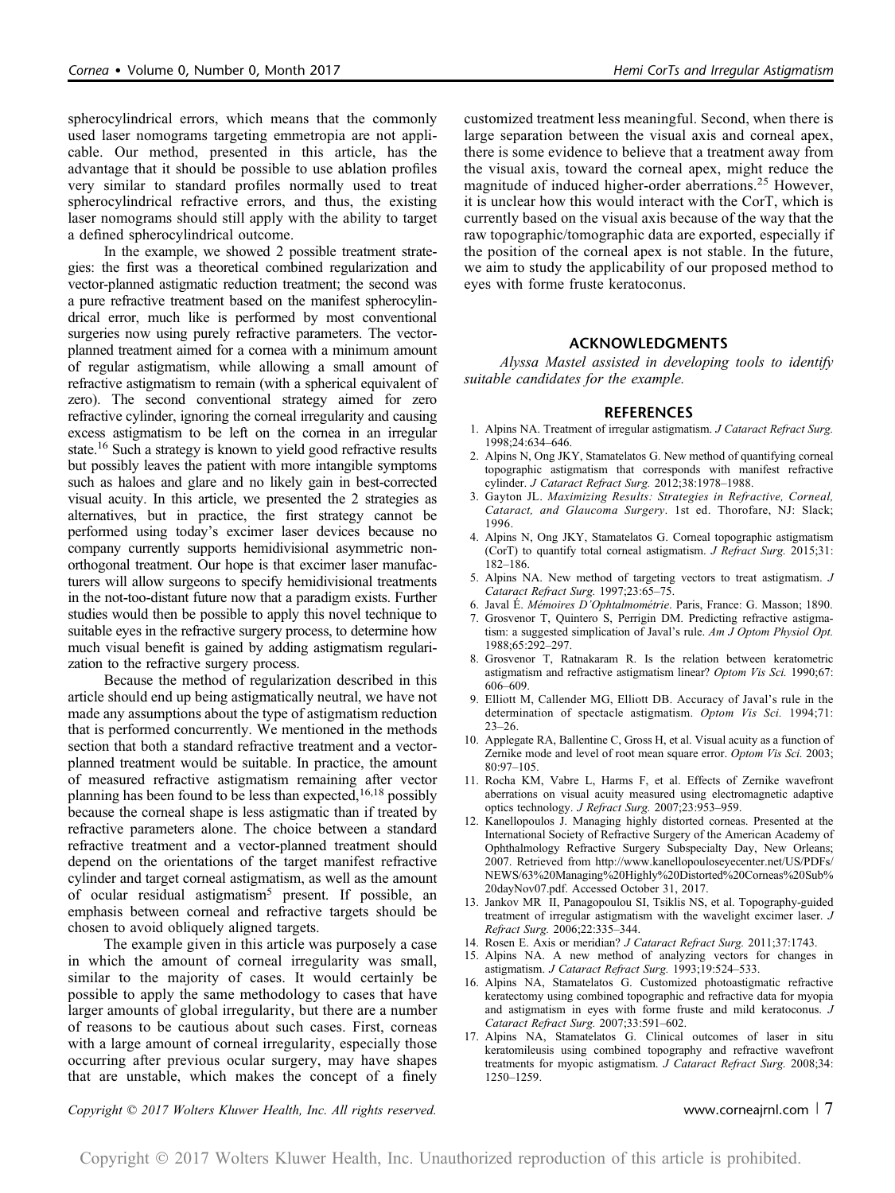spherocylindrical errors, which means that the commonly used laser nomograms targeting emmetropia are not applicable. Our method, presented in this article, has the advantage that it should be possible to use ablation profiles very similar to standard profiles normally used to treat spherocylindrical refractive errors, and thus, the existing laser nomograms should still apply with the ability to target a defined spherocylindrical outcome.

In the example, we showed 2 possible treatment strategies: the first was a theoretical combined regularization and vector-planned astigmatic reduction treatment; the second was a pure refractive treatment based on the manifest spherocylindrical error, much like is performed by most conventional surgeries now using purely refractive parameters. The vector-planned treatment aimed for a cornea with a minimum amount of regular astigmatism, while allowing a small amount of refractive astigmatism to remain (with a spherical equivalent of zero). The second conventional strategy aimed for zero refractive cylinder, ignoring the corneal irregularity and causing excess astigmatism to be left on the cornea in an irregular state.[16] Such a strategy is known to yield good refractive results but possibly leaves the patient with more intangible symptoms such as haloes and glare and no likely gain in best-corrected visual acuity. In this article, we presented the 2 strategies as alternatives, but in practice, the first strategy cannot be performed using today's excimer laser devices because no company currently supports hemidivisional asymmetric nonorthogonal treatment. Our hope is that excimer laser manufacturers will allow surgeons to specify hemidivisional treatments in the not-too-distant future now that a paradigm exists. Further studies would then be possible to apply this novel technique to suitable eyes in the refractive surgery process, to determine how much visual benefit is gained by adding astigmatism regularization to the refractive surgery process.

Because the method of regularization described in this article should end up being astigmatically neutral, we have not made any assumptions about the type of astigmatism reduction that is performed concurrently. We mentioned in the methods section that both a standard refractive treatment and a vector-planned treatment would be suitable. In practice, the amount of measured refractive astigmatism remaining after vector planning has been found to be less than expected,[16,18] possibly because the corneal shape is less astigmatic than if treated by refractive parameters alone. The choice between a standard refractive treatment and a vector-planned treatment should depend on the orientations of the target manifest refractive cylinder and target corneal astigmatism, as well as the amount of ocular residual astigmatism[5] present. If possible, an emphasis between corneal and refractive targets should be chosen to avoid obliquely aligned targets.

The example given in this article was purposely a case in which the amount of corneal irregularity was small, similar to the majority of cases. It would certainly be possible to apply the same methodology to cases that have larger amounts of global irregularity, but there are a number of reasons to be cautious about such cases. First, corneas with a large amount of corneal irregularity, especially those occurring after previous ocular surgery, may have shapes that are unstable, which makes the concept of a finely customized treatment less meaningful. Second, when there is large separation between the visual axis and corneal apex, there is some evidence to believe that a treatment away from the visual axis, toward the corneal apex, might reduce the magnitude of induced higher-order aberrations.[25] However, it is unclear how this would interact with the CorT, which is currently based on the visual axis because of the way that the raw topographic/tomographic data are exported, especially if the position of the corneal apex is not stable. In the future, we aim to study the applicability of our proposed method to eyes with forme fruste keratoconus.

## ACKNOWLEDGMENTS

*Alyssa Mastel assisted in developing tools to identify suitable candidates for the example.*

## REFERENCES

1. Alpins NA. Treatment of irregular astigmatism. *J Cataract Refract Surg.* 1998;24:634–646.
2. Alpins N, Ong JKY, Stamatelatos G. New method of quantifying corneal topographic astigmatism that corresponds with manifest refractive cylinder. *J Cataract Refract Surg.* 2012;38:1978–1988.
3. Gayton JL. *Maximizing Results: Strategies in Refractive, Corneal, Cataract, and Glaucoma Surgery*. 1st ed. Thorofare, NJ: Slack; 1996.
4. Alpins N, Ong JKY, Stamatelatos G. Corneal topographic astigmatism (CorT) to quantify total corneal astigmatism. *J Refract Surg.* 2015;31:182–186.
5. Alpins NA. New method of targeting vectors to treat astigmatism. *J Cataract Refract Surg.* 1997;23:65–75.
6. Javal É. *Mémoires D'Ophtalmométrie*. Paris, France: G. Masson; 1890.
7. Grosvenor T, Quintero S, Perrigin DM. Predicting refractive astigmatism: a suggested simplication of Javal's rule. *Am J Optom Physiol Opt.* 1988;65:292–297.
8. Grosvenor T, Ratnakaram R. Is the relation between keratometric astigmatism and refractive astigmatism linear? *Optom Vis Sci.* 1990;67:606–609.
9. Elliott M, Callender MG, Elliott DB. Accuracy of Javal's rule in the determination of spectacle astigmatism. *Optom Vis Sci.* 1994;71:23–26.
10. Applegate RA, Ballentine C, Gross H, et al. Visual acuity as a function of Zernike mode and level of root mean square error. *Optom Vis Sci.* 2003;80:97–105.
11. Rocha KM, Vabre L, Harms F, et al. Effects of Zernike wavefront aberrations on visual acuity measured using electromagnetic adaptive optics technology. *J Refract Surg.* 2007;23:953–959.
12. Kanellopoulos J. Managing highly distorted corneas. Presented at the International Society of Refractive Surgery of the American Academy of Ophthalmology Refractive Surgery Subspecialty Day, New Orleans; 2007. Retrieved from http://www.kanellopouloseyecenter.net/US/PDFs/NEWS/63%20Managing%20Highly%20Distorted%20Corneas%20Sub%20dayNov07.pdf. Accessed October 31, 2017.
13. Jankov MR II, Panagopoulou SI, Tsiklis NS, et al. Topography-guided treatment of irregular astigmatism with the wavelight excimer laser. *J Refract Surg.* 2006;22:335–344.
14. Rosen E. Axis or meridian? *J Cataract Refract Surg.* 2011;37:1743.
15. Alpins NA. A new method of analyzing vectors for changes in astigmatism. *J Cataract Refract Surg.* 1993;19:524–533.
16. Alpins NA, Stamatelatos G. Customized photoastigmatic refractive keratectomy using combined topographic and refractive data for myopia and astigmatism in eyes with forme fruste and mild keratoconus. *J Cataract Refract Surg.* 2007;33:591–602.
17. Alpins NA, Stamatelatos G. Clinical outcomes of laser in situ keratomileusis using combined topography and refractive wavefront treatments for myopic astigmatism. *J Cataract Refract Surg.* 2008;34:1250–1259.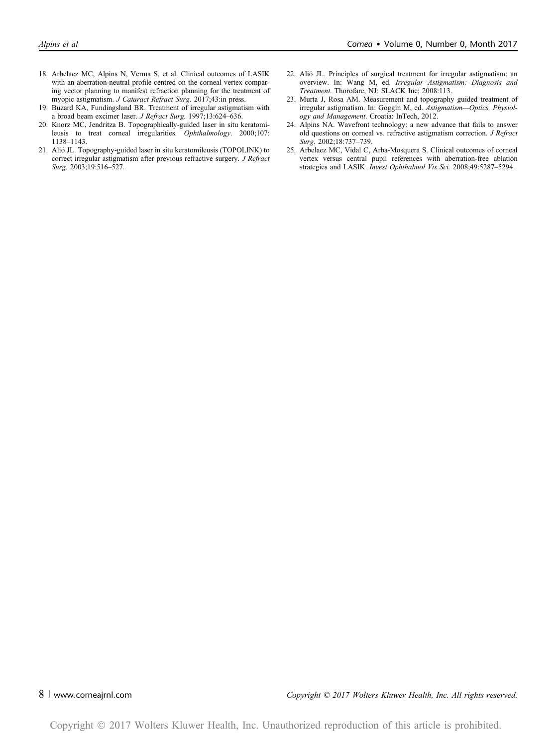18. Arbelaez MC, Alpins N, Verma S, et al. Clinical outcomes of LASIK with an aberration-neutral profile centred on the corneal vertex comparing vector planning to manifest refraction planning for the treatment of myopic astigmatism. *J Cataract Refract Surg.* 2017;43:in press.
19. Buzard KA, Fundingsland BR. Treatment of irregular astigmatism with a broad beam excimer laser. *J Refract Surg.* 1997;13:624–636.
20. Knorz MC, Jendritza B. Topographically-guided laser in situ keratomileusis to treat corneal irregularities. *Ophthalmology*. 2000;107:1138–1143.
21. Alió JL. Topography-guided laser in situ keratomileusis (TOPOLINK) to correct irregular astigmatism after previous refractive surgery. *J Refract Surg.* 2003;19:516–527.
22. Alió JL. Principles of surgical treatment for irregular astigmatism: an overview. In: Wang M, ed. *Irregular Astigmatism: Diagnosis and Treatment.* Thorofare, NJ: SLACK Inc; 2008:113.
23. Murta J, Rosa AM. Measurement and topography guided treatment of irregular astigmatism. In: Goggin M, ed. *Astigmatism—Optics, Physiology and Management*. Croatia: InTech, 2012.
24. Alpins NA. Wavefront technology: a new advance that fails to answer old questions on corneal vs. refractive astigmatism correction. *J Refract Surg.* 2002;18:737–739.
25. Arbelaez MC, Vidal C, Arba-Mosquera S. Clinical outcomes of corneal vertex versus central pupil references with aberration-free ablation strategies and LASIK. *Invest Ophthalmol Vis Sci.* 2008;49:5287–5294.